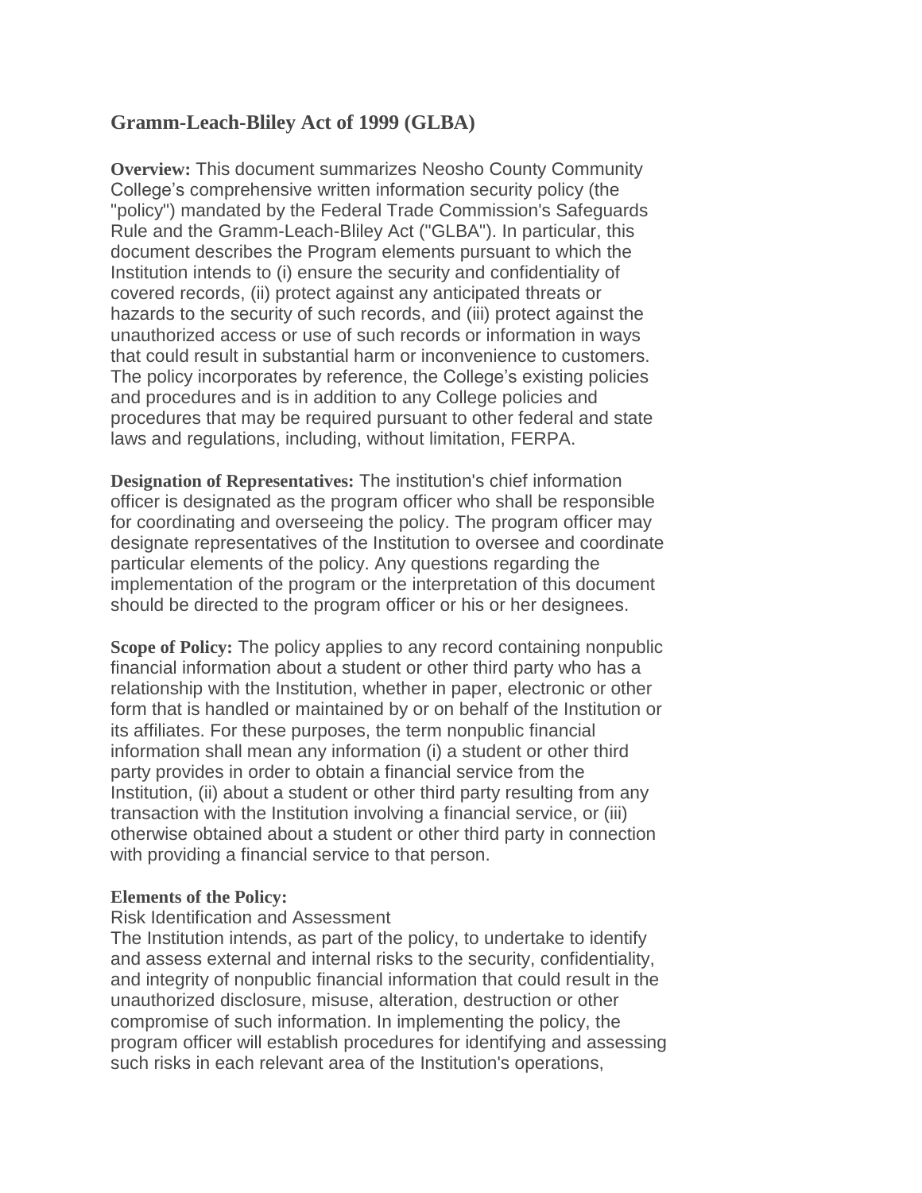## Gramm-Leach-Bliley Act of 1999 (GLBA)

**Overview:** This document summarizes Neosho County Community College's comprehensive written information security policy (the "policy") mandated by the Federal Trade Commission's Safeguards Rule and the Gramm-Leach-Bliley Act ("GLBA"). In particular, this document describes the Program elements pursuant to which the Institution intends to (i) ensure the security and confidentiality of covered records, (ii) protect against any anticipated threats or hazards to the security of such records, and (iii) protect against the unauthorized access or use of such records or information in ways that could result in substantial harm or inconvenience to customers. The policy incorporates by reference, the College's existing policies and procedures and is in addition to any College policies and procedures that may be required pursuant to other federal and state laws and regulations, including, without limitation, FERPA.

**Designation of Representatives:** The institution's chief information officer is designated as the program officer who shall be responsible for coordinating and overseeing the policy. The program officer may designate representatives of the Institution to oversee and coordinate particular elements of the policy. Any questions regarding the implementation of the program or the interpretation of this document should be directed to the program officer or his or her designees.

**Scope of Policy:** The policy applies to any record containing nonpublic financial information about a student or other third party who has a relationship with the Institution, whether in paper, electronic or other form that is handled or maintained by or on behalf of the Institution or its affiliates. For these purposes, the term nonpublic financial information shall mean any information (i) a student or other third party provides in order to obtain a financial service from the Institution, (ii) about a student or other third party resulting from any transaction with the Institution involving a financial service, or (iii) otherwise obtained about a student or other third party in connection with providing a financial service to that person.

**Elements of the Policy:**

Risk Identification and Assessment

The Institution intends, as part of the policy, to undertake to identify and assess external and internal risks to the security, confidentiality, and integrity of nonpublic financial information that could result in the unauthorized disclosure, misuse, alteration, destruction or other compromise of such information. In implementing the policy, the program officer will establish procedures for identifying and assessing such risks in each relevant area of the Institution's operations,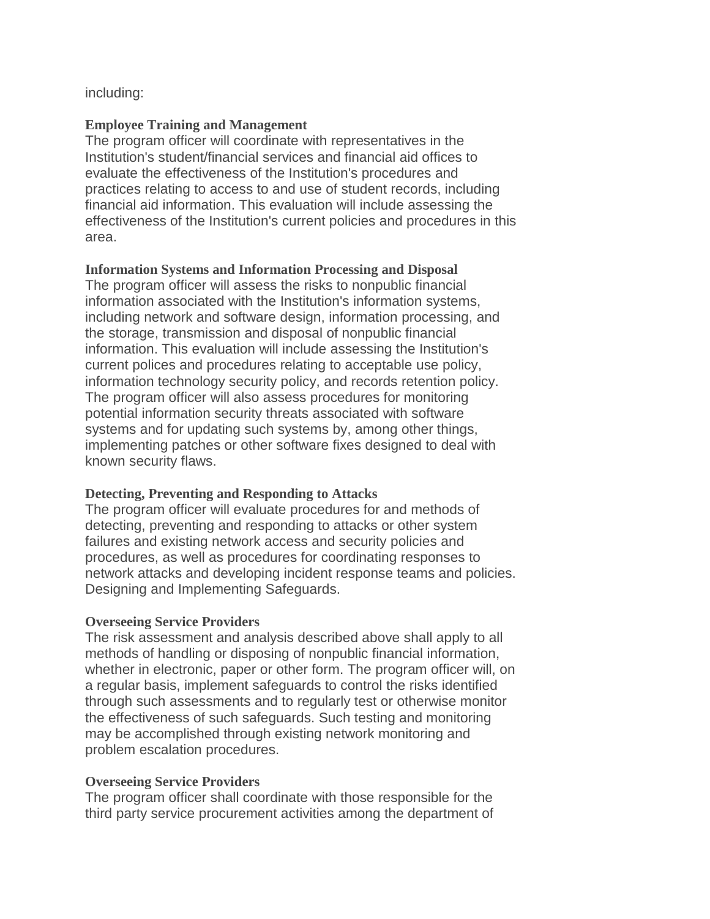including:

**Employee Training and Management**

The program officer will coordinate with representatives in the Institution's student/financial services and financial aid offices to evaluate the effectiveness of the Institution's procedures and practices relating to access to and use of student records, including financial aid information. This evaluation will include assessing the effectiveness of the Institution's current policies and procedures in this area.

**Information Systems and Information Processing and Disposal**

The program officer will assess the risks to nonpublic financial information associated with the Institution's information systems, including network and software design, information processing, and the storage, transmission and disposal of nonpublic financial information. This evaluation will include assessing the Institution's current polices and procedures relating to acceptable use policy, information technology security policy, and records retention policy. The program officer will also assess procedures for monitoring potential information security threats associated with software systems and for updating such systems by, among other things, implementing patches or other software fixes designed to deal with known security flaws.

**Detecting, Preventing and Responding to Attacks**

The program officer will evaluate procedures for and methods of detecting, preventing and responding to attacks or other system failures and existing network access and security policies and procedures, as well as procedures for coordinating responses to network attacks and developing incident response teams and policies. Designing and Implementing Safeguards.

**Overseeing Service Providers**

The risk assessment and analysis described above shall apply to all methods of handling or disposing of nonpublic financial information, whether in electronic, paper or other form. The program officer will, on a regular basis, implement safeguards to control the risks identified through such assessments and to regularly test or otherwise monitor the effectiveness of such safeguards. Such testing and monitoring may be accomplished through existing network monitoring and problem escalation procedures.

**Overseeing Service Providers**

The program officer shall coordinate with those responsible for the third party service procurement activities among the department of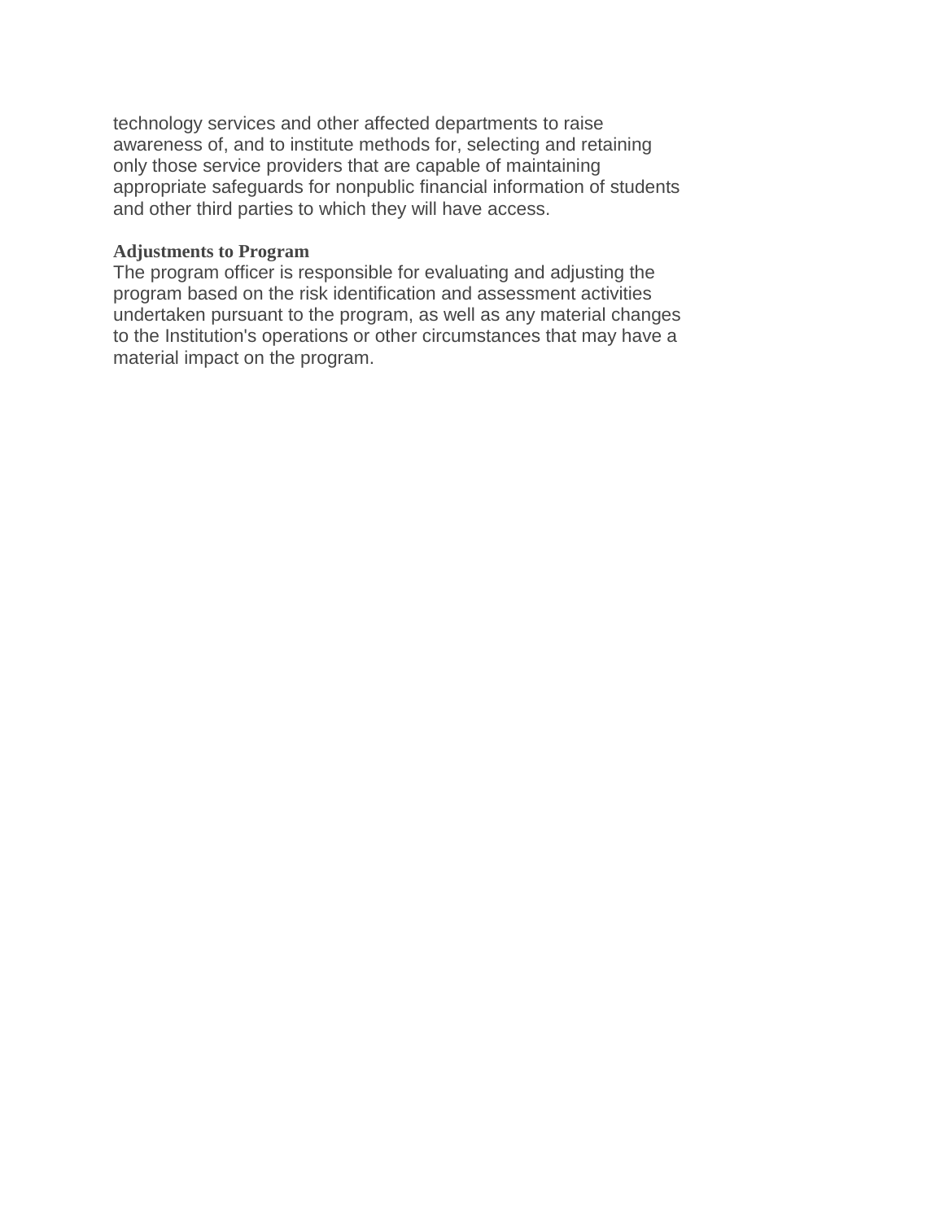technology services and other affected departments to raise awareness of, and to institute methods for, selecting and retaining only those service providers that are capable of maintaining appropriate safeguards for nonpublic financial information of students and other third parties to which they will have access.

**Adjustments to Program**

The program officer is responsible for evaluating and adjusting the program based on the risk identification and assessment activities undertaken pursuant to the program, as well as any material changes to the Institution's operations or other circumstances that may have a material impact on the program.